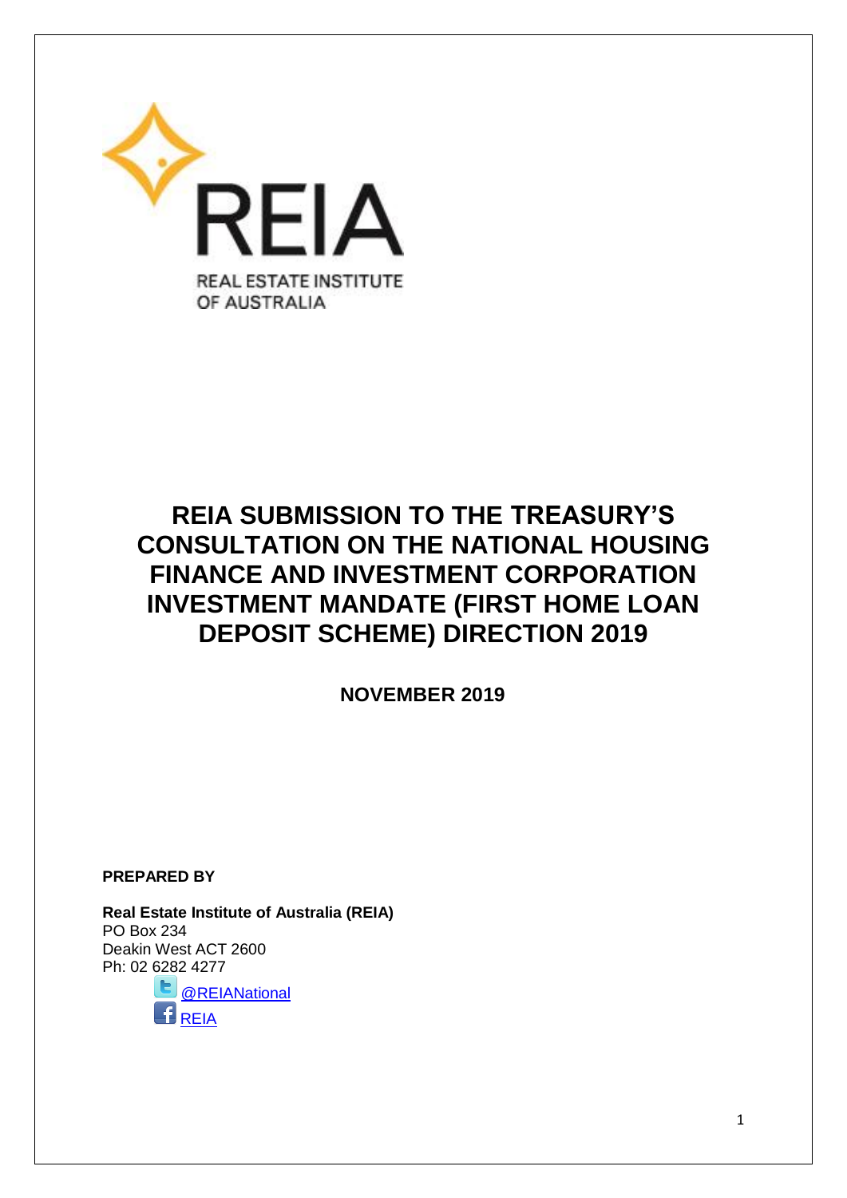REIA

REAL ESTATE INSTITUTE OF AUSTRALIA

# REIA SUBMISSION TO THE TREASURY'S CONSULTATION ON THE NATIONAL HOUSING FINANCE AND INVESTMENT CORPORATION INVESTMENT MANDATE (FIRST HOME LOAN DEPOSIT SCHEME) DIRECTION 2019

**NOVEMBER 2019**

**PREPARED BY**

**Real Estate Institute of Australia (REIA)**
PO Box 234
Deakin West ACT 2600
Ph: 02 6282 4277

@REIANational

REIA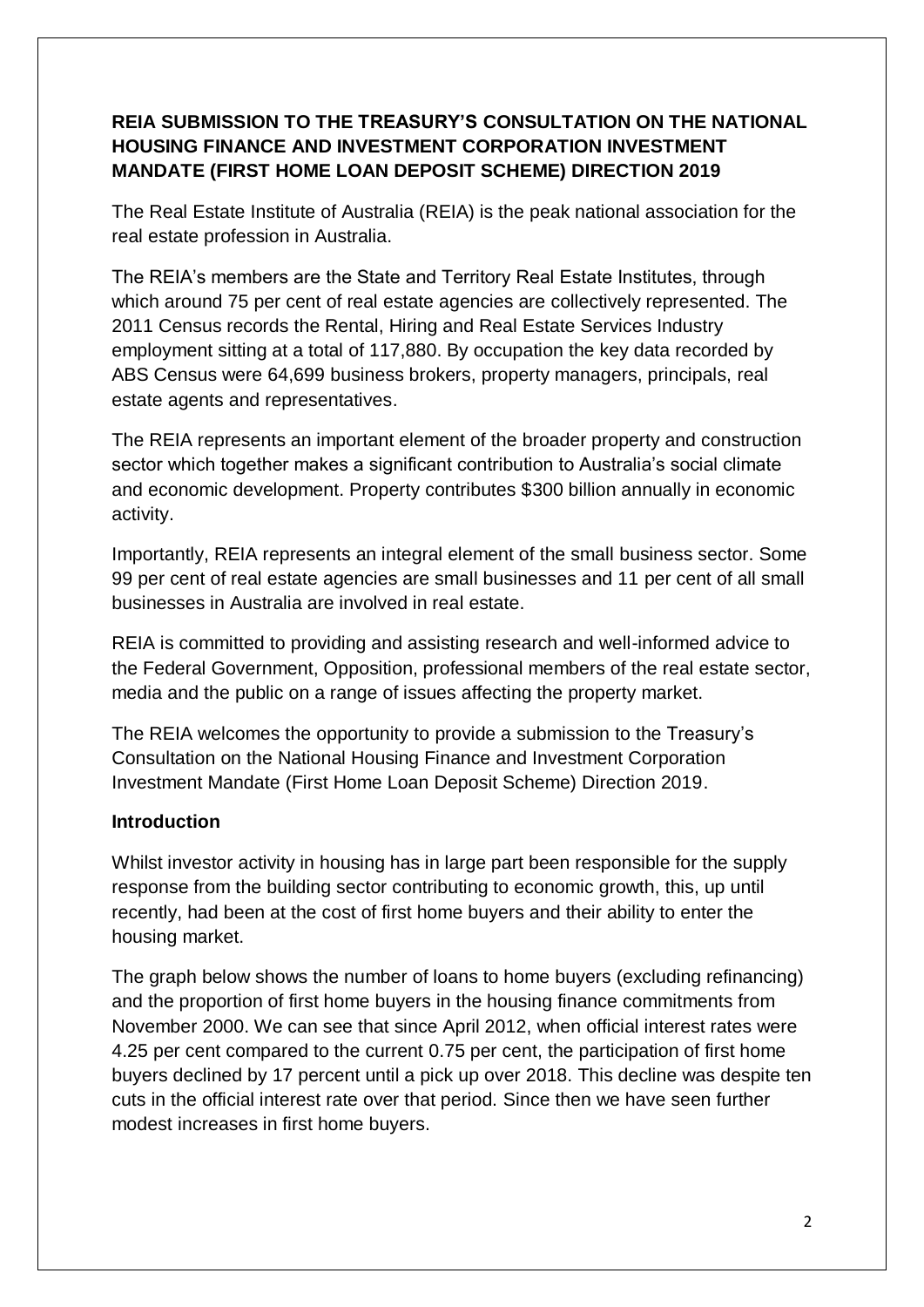**REIA SUBMISSION TO THE TREASURY'S CONSULTATION ON THE NATIONAL HOUSING FINANCE AND INVESTMENT CORPORATION INVESTMENT MANDATE (FIRST HOME LOAN DEPOSIT SCHEME) DIRECTION 2019**

The Real Estate Institute of Australia (REIA) is the peak national association for the real estate profession in Australia.

The REIA's members are the State and Territory Real Estate Institutes, through which around 75 per cent of real estate agencies are collectively represented. The 2011 Census records the Rental, Hiring and Real Estate Services Industry employment sitting at a total of 117,880. By occupation the key data recorded by ABS Census were 64,699 business brokers, property managers, principals, real estate agents and representatives.

The REIA represents an important element of the broader property and construction sector which together makes a significant contribution to Australia's social climate and economic development. Property contributes $300 billion annually in economic activity.

Importantly, REIA represents an integral element of the small business sector. Some 99 per cent of real estate agencies are small businesses and 11 per cent of all small businesses in Australia are involved in real estate.

REIA is committed to providing and assisting research and well-informed advice to the Federal Government, Opposition, professional members of the real estate sector, media and the public on a range of issues affecting the property market.

The REIA welcomes the opportunity to provide a submission to the Treasury's Consultation on the National Housing Finance and Investment Corporation Investment Mandate (First Home Loan Deposit Scheme) Direction 2019.

**Introduction**

Whilst investor activity in housing has in large part been responsible for the supply response from the building sector contributing to economic growth, this, up until recently, had been at the cost of first home buyers and their ability to enter the housing market.

The graph below shows the number of loans to home buyers (excluding refinancing) and the proportion of first home buyers in the housing finance commitments from November 2000. We can see that since April 2012, when official interest rates were 4.25 per cent compared to the current 0.75 per cent, the participation of first home buyers declined by 17 percent until a pick up over 2018. This decline was despite ten cuts in the official interest rate over that period. Since then we have seen further modest increases in first home buyers.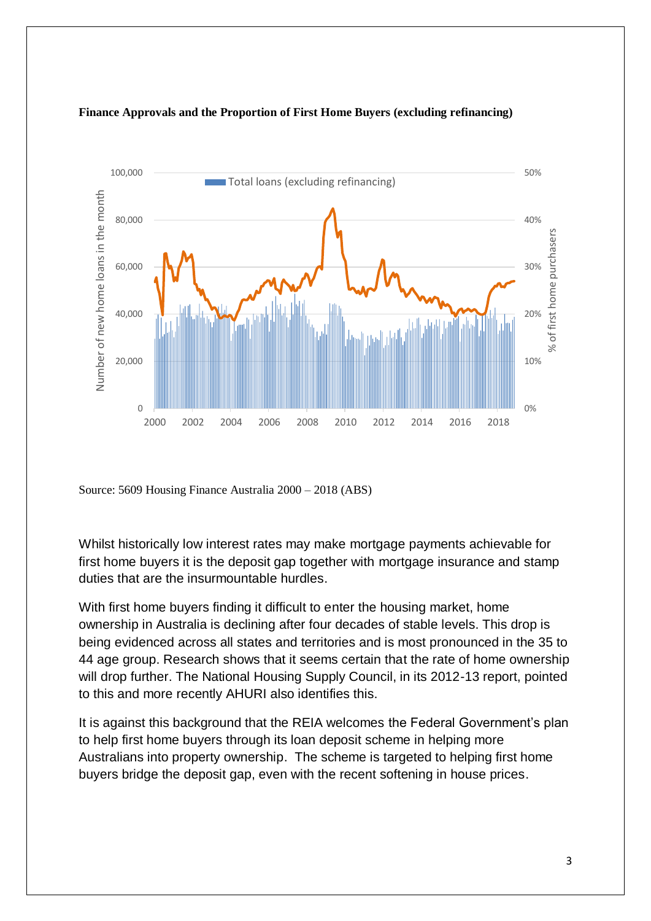**Finance Approvals and the Proportion of First Home Buyers (excluding refinancing)**

Source: 5609 Housing Finance Australia 2000 – 2018 (ABS)

Whilst historically low interest rates may make mortgage payments achievable for first home buyers it is the deposit gap together with mortgage insurance and stamp duties that are the insurmountable hurdles.

With first home buyers finding it difficult to enter the housing market, home ownership in Australia is declining after four decades of stable levels. This drop is being evidenced across all states and territories and is most pronounced in the 35 to 44 age group. Research shows that it seems certain that the rate of home ownership will drop further. The National Housing Supply Council, in its 2012-13 report, pointed to this and more recently AHURI also identifies this.

It is against this background that the REIA welcomes the Federal Government's plan to help first home buyers through its loan deposit scheme in helping more Australians into property ownership. The scheme is targeted to helping first home buyers bridge the deposit gap, even with the recent softening in house prices.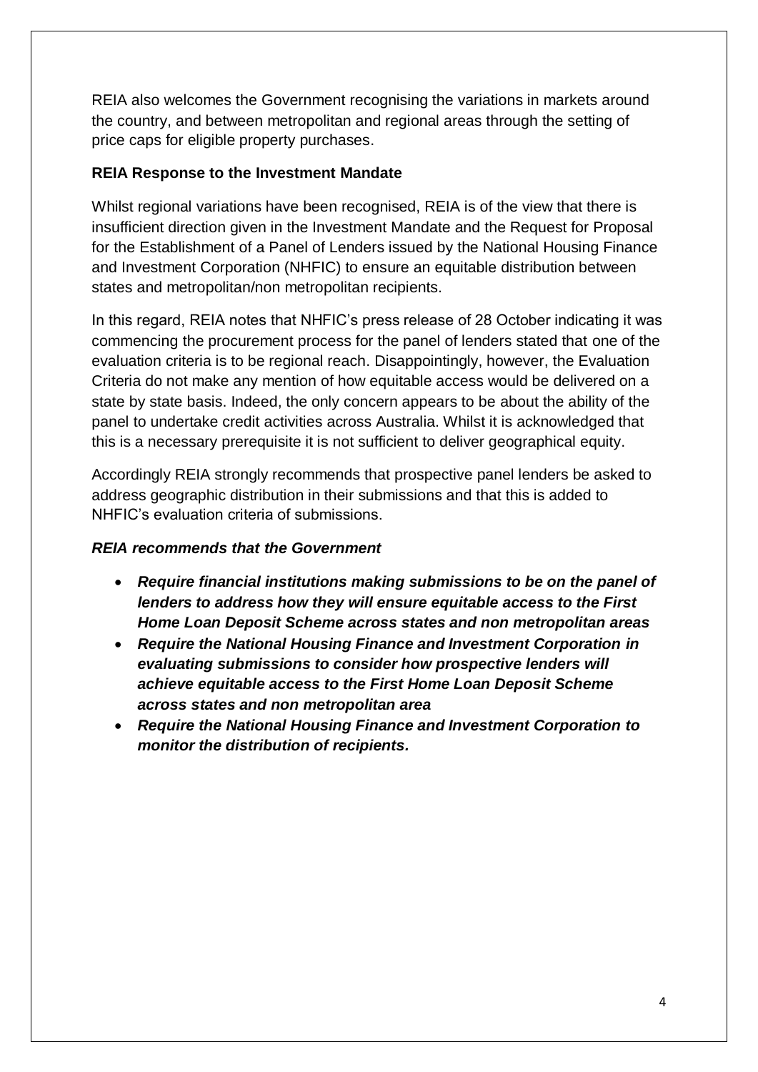REIA also welcomes the Government recognising the variations in markets around the country, and between metropolitan and regional areas through the setting of price caps for eligible property purchases.

**REIA Response to the Investment Mandate**

Whilst regional variations have been recognised, REIA is of the view that there is insufficient direction given in the Investment Mandate and the Request for Proposal for the Establishment of a Panel of Lenders issued by the National Housing Finance and Investment Corporation (NHFIC) to ensure an equitable distribution between states and metropolitan/non metropolitan recipients.

In this regard, REIA notes that NHFIC's press release of 28 October indicating it was commencing the procurement process for the panel of lenders stated that one of the evaluation criteria is to be regional reach. Disappointingly, however, the Evaluation Criteria do not make any mention of how equitable access would be delivered on a state by state basis. Indeed, the only concern appears to be about the ability of the panel to undertake credit activities across Australia. Whilst it is acknowledged that this is a necessary prerequisite it is not sufficient to deliver geographical equity.

Accordingly REIA strongly recommends that prospective panel lenders be asked to address geographic distribution in their submissions and that this is added to NHFIC's evaluation criteria of submissions.

***REIA recommends that the Government***

- ***Require financial institutions making submissions to be on the panel of lenders to address how they will ensure equitable access to the First Home Loan Deposit Scheme across states and non metropolitan areas***
- ***Require the National Housing Finance and Investment Corporation in evaluating submissions to consider how prospective lenders will achieve equitable access to the First Home Loan Deposit Scheme across states and non metropolitan area***
- ***Require the National Housing Finance and Investment Corporation to monitor the distribution of recipients.***